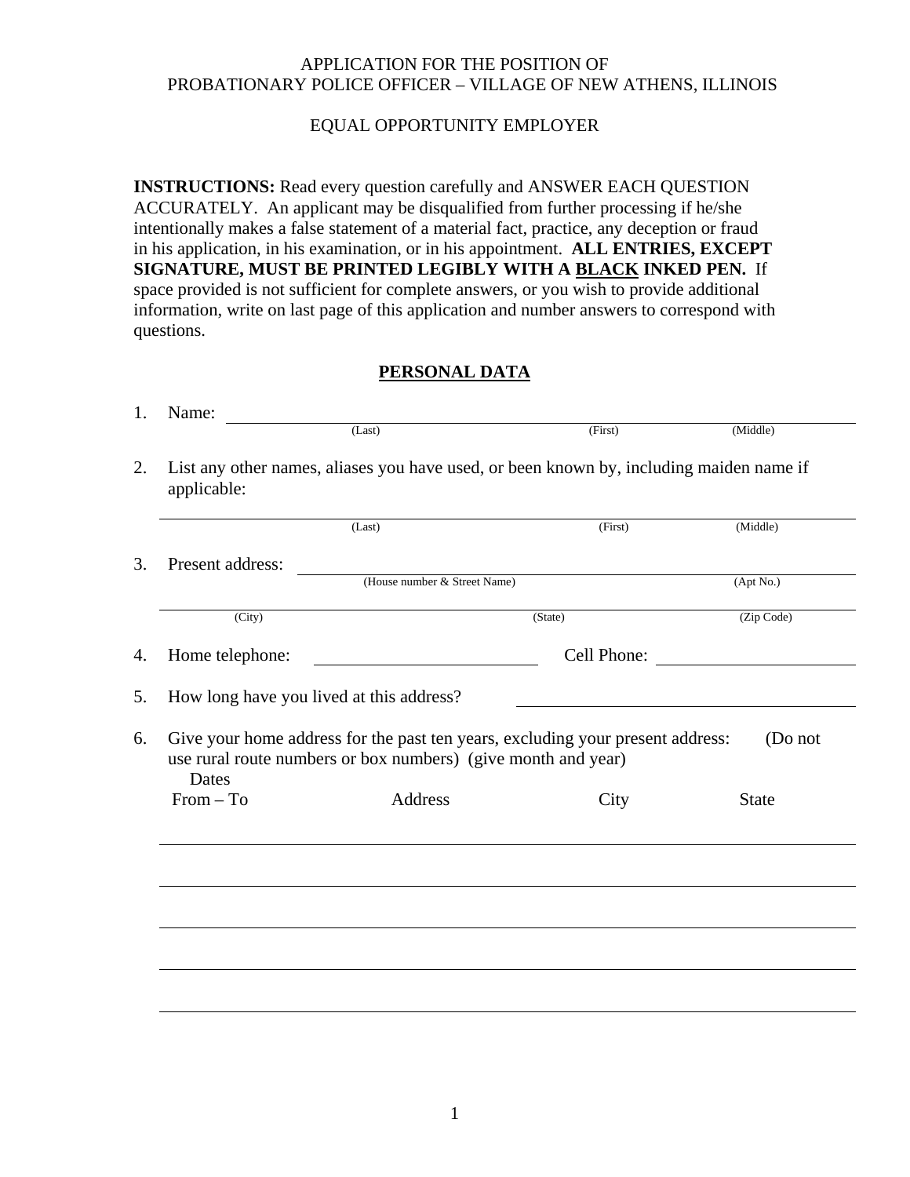APPLICATION FOR THE POSITION OF
PROBATIONARY POLICE OFFICER – VILLAGE OF NEW ATHENS, ILLINOIS

EQUAL OPPORTUNITY EMPLOYER

**INSTRUCTIONS:** Read every question carefully and ANSWER EACH QUESTION ACCURATELY. An applicant may be disqualified from further processing if he/she intentionally makes a false statement of a material fact, practice, any deception or fraud in his application, in his examination, or in his appointment. **ALL ENTRIES, EXCEPT SIGNATURE, MUST BE PRINTED LEGIBLY WITH A BLACK INKED PEN.** If space provided is not sufficient for complete answers, or you wish to provide additional information, write on last page of this application and number answers to correspond with questions.

## PERSONAL DATA

1. Name: ______________________________________________
   (Last) (First) (Middle)

2. List any other names, aliases you have used, or been known by, including maiden name if applicable:

   ______________________________________________
   (Last) (First) (Middle)

3. Present address: ______________________________________________
   (House number & Street Name) (Apt No.)

   ______________________________________________
   (City) (State) (Zip Code)

4. Home telephone: ____________________ Cell Phone: ____________________

5. How long have you lived at this address? ____________________

6. Give your home address for the past ten years, excluding your present address: (Do not use rural route numbers or box numbers) (give month and year)

| Dates From – To | Address | City | State |
|---|---|---|---|
| | | | |
| | | | |
| | | | |
| | | | |
| | | | |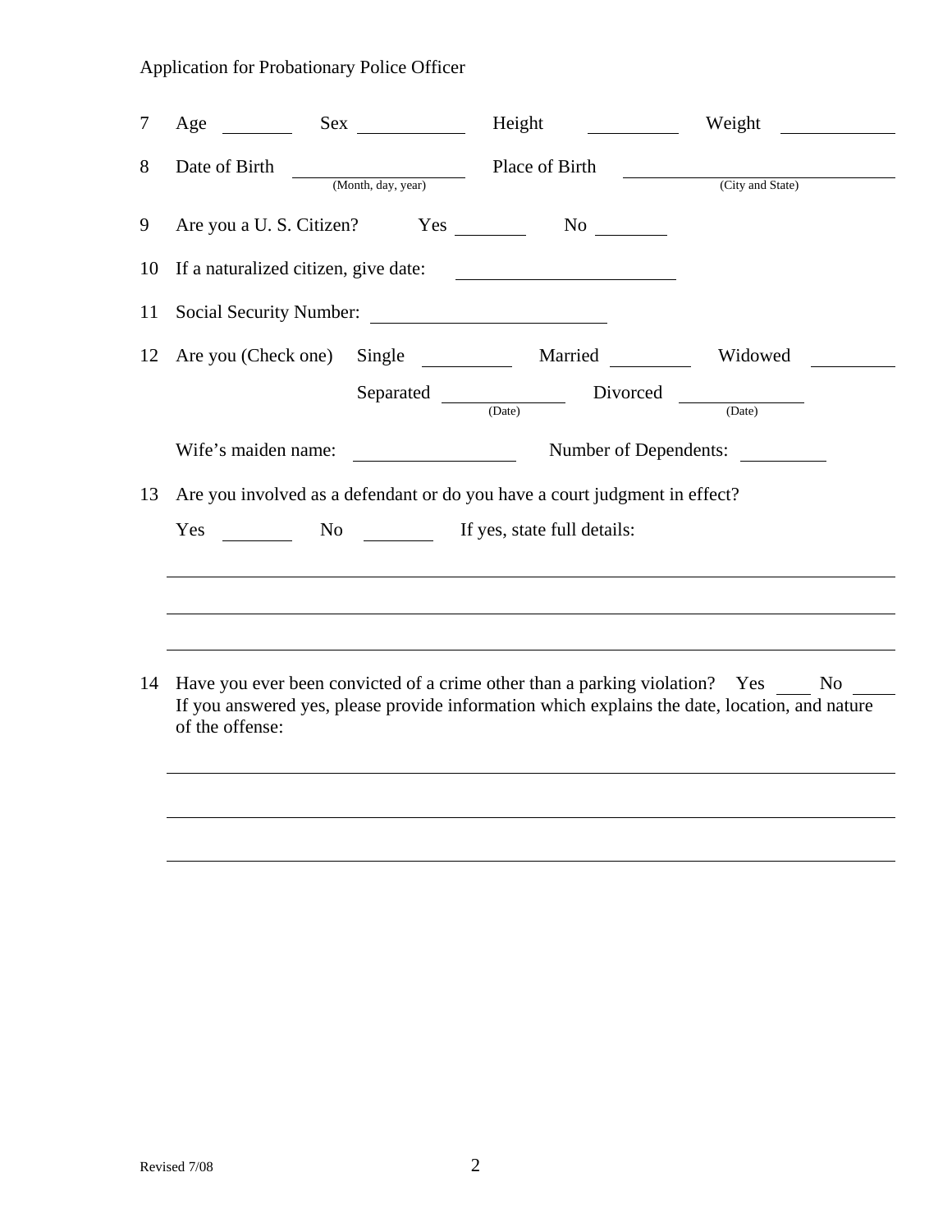7 Age \_\_\_\_\_\_\_\_ Sex \_\_\_\_\_\_\_\_\_\_\_\_ Height \_\_\_\_\_\_\_\_\_\_ Weight \_\_\_\_\_\_\_\_\_\_\_\_

8 Date of Birth \_\_\_\_\_\_\_\_\_\_\_\_\_\_\_\_\_\_ (Month, day, year) Place of Birth \_\_\_\_\_\_\_\_\_\_\_\_\_\_\_\_\_\_\_\_\_\_\_\_\_\_\_\_ (City and State)

9 Are you a U. S. Citizen? Yes \_\_\_\_\_\_\_\_ No \_\_\_\_\_\_\_\_

10 If a naturalized citizen, give date: \_\_\_\_\_\_\_\_\_\_\_\_\_\_\_\_\_\_\_\_\_\_\_\_

11 Social Security Number: \_\_\_\_\_\_\_\_\_\_\_\_\_\_\_\_\_\_\_\_\_\_\_\_

12 Are you (Check one) Single \_\_\_\_\_\_\_\_\_\_ Married \_\_\_\_\_\_\_\_\_ Widowed \_\_\_\_\_\_\_\_\_

Separated \_\_\_\_\_\_\_\_\_\_\_\_\_ (Date) Divorced \_\_\_\_\_\_\_\_\_\_\_\_\_ (Date)

Wife's maiden name: \_\_\_\_\_\_\_\_\_\_\_\_\_\_\_\_\_\_ Number of Dependents: \_\_\_\_\_\_\_\_\_

13 Are you involved as a defendant or do you have a court judgment in effect?

Yes \_\_\_\_\_\_\_\_ No \_\_\_\_\_\_\_\_ If yes, state full details:

\_\_\_\_\_\_\_\_\_\_\_\_\_\_\_\_\_\_\_\_\_\_\_\_\_\_\_\_\_\_\_\_\_\_\_\_\_\_\_\_\_\_\_\_\_\_\_\_\_\_\_\_\_\_\_\_\_\_\_\_\_\_\_\_\_\_\_\_\_\_\_\_\_\_\_\_

\_\_\_\_\_\_\_\_\_\_\_\_\_\_\_\_\_\_\_\_\_\_\_\_\_\_\_\_\_\_\_\_\_\_\_\_\_\_\_\_\_\_\_\_\_\_\_\_\_\_\_\_\_\_\_\_\_\_\_\_\_\_\_\_\_\_\_\_\_\_\_\_\_\_\_\_

\_\_\_\_\_\_\_\_\_\_\_\_\_\_\_\_\_\_\_\_\_\_\_\_\_\_\_\_\_\_\_\_\_\_\_\_\_\_\_\_\_\_\_\_\_\_\_\_\_\_\_\_\_\_\_\_\_\_\_\_\_\_\_\_\_\_\_\_\_\_\_\_\_\_\_\_

14 Have you ever been convicted of a crime other than a parking violation? Yes \_\_\_\_ No \_\_\_\_
If you answered yes, please provide information which explains the date, location, and nature of the offense:

\_\_\_\_\_\_\_\_\_\_\_\_\_\_\_\_\_\_\_\_\_\_\_\_\_\_\_\_\_\_\_\_\_\_\_\_\_\_\_\_\_\_\_\_\_\_\_\_\_\_\_\_\_\_\_\_\_\_\_\_\_\_\_\_\_\_\_\_\_\_\_\_\_\_\_\_

\_\_\_\_\_\_\_\_\_\_\_\_\_\_\_\_\_\_\_\_\_\_\_\_\_\_\_\_\_\_\_\_\_\_\_\_\_\_\_\_\_\_\_\_\_\_\_\_\_\_\_\_\_\_\_\_\_\_\_\_\_\_\_\_\_\_\_\_\_\_\_\_\_\_\_\_

\_\_\_\_\_\_\_\_\_\_\_\_\_\_\_\_\_\_\_\_\_\_\_\_\_\_\_\_\_\_\_\_\_\_\_\_\_\_\_\_\_\_\_\_\_\_\_\_\_\_\_\_\_\_\_\_\_\_\_\_\_\_\_\_\_\_\_\_\_\_\_\_\_\_\_\_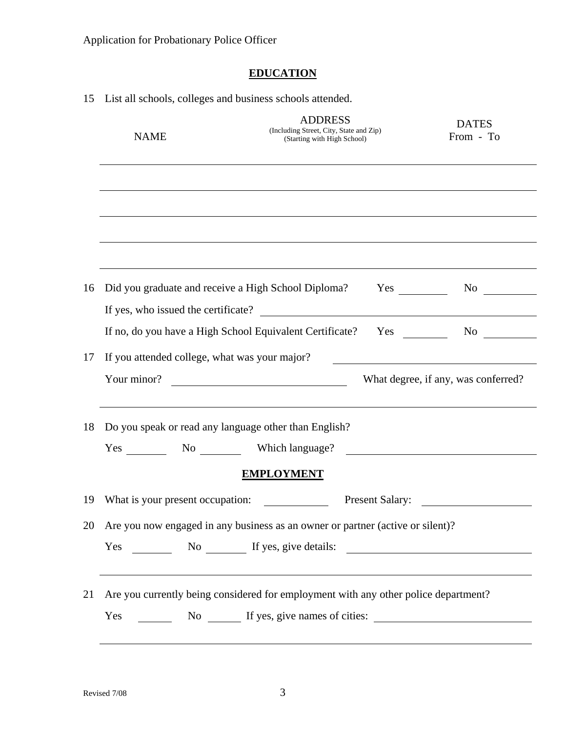Application for Probationary Police Officer

## EDUCATION

15 List all schools, colleges and business schools attended.

| NAME | ADDRESS (Including Street, City, State and Zip) (Starting with High School) | DATES From - To |
| --- | --- | --- |
| | | |
| | | |
| | | |
| | | |
| | | |

16 Did you graduate and receive a High School Diploma? Yes ________ No ________

If yes, who issued the certificate? ________________________________

If no, do you have a High School Equivalent Certificate? Yes ________ No ________

17 If you attended college, what was your major? ________________________________

Your minor? ________________________ What degree, if any, was conferred?

________________________________________________________________

18 Do you speak or read any language other than English?

Yes ________ No ________ Which language? ________________________

## EMPLOYMENT

19 What is your present occupation: ____________ Present Salary: ____________

20 Are you now engaged in any business as an owner or partner (active or silent)?

Yes ________ No ________ If yes, give details: ________________________

________________________________________________________________

21 Are you currently being considered for employment with any other police department?

Yes ________ No ________ If yes, give names of cities: ________________________

________________________________________________________________

Revised 7/08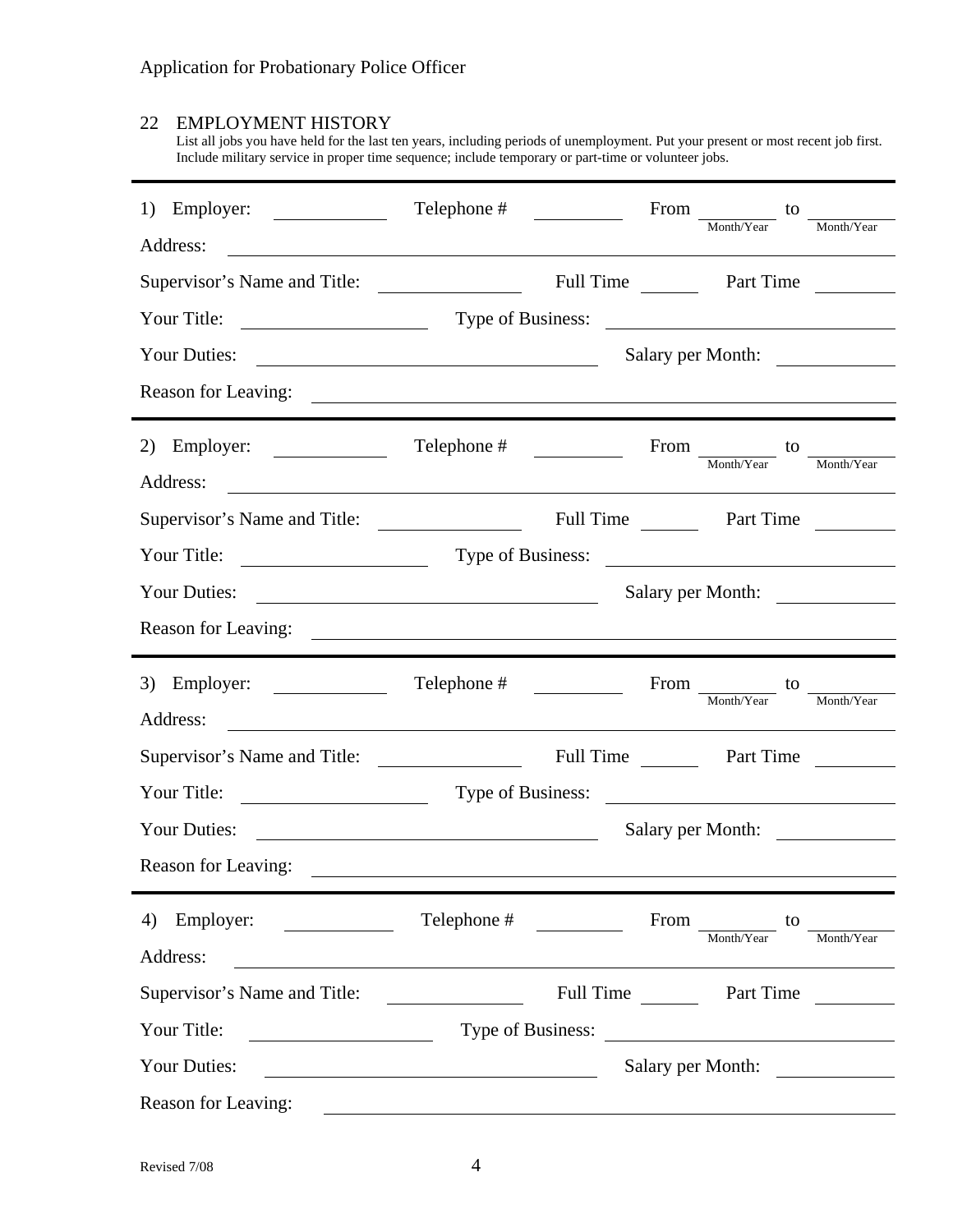## 22 EMPLOYMENT HISTORY

List all jobs you have held for the last ten years, including periods of unemployment. Put your present or most recent job first. Include military service in proper time sequence; include temporary or part-time or volunteer jobs.

---

1) Employer: ____________ Telephone # __________ From ________ to ________
(Month/Year) (Month/Year)

Address: ______________________________________________

Supervisor's Name and Title: ______________ Full Time ______ Part Time ________

Your Title: __________________ Type of Business: __________________________

Your Duties: ________________________________ Salary per Month: ____________

Reason for Leaving: ______________________________________________

---

2) Employer: ____________ Telephone # __________ From ________ to ________
(Month/Year) (Month/Year)

Address: ______________________________________________

Supervisor's Name and Title: ______________ Full Time ______ Part Time ________

Your Title: __________________ Type of Business: __________________________

Your Duties: ________________________________ Salary per Month: ____________

Reason for Leaving: ______________________________________________

---

3) Employer: ____________ Telephone # __________ From ________ to ________
(Month/Year) (Month/Year)

Address: ______________________________________________

Supervisor's Name and Title: ______________ Full Time ______ Part Time ________

Your Title: __________________ Type of Business: __________________________

Your Duties: ________________________________ Salary per Month: ____________

Reason for Leaving: ______________________________________________

---

4) Employer: ____________ Telephone # __________ From ________ to ________
(Month/Year) (Month/Year)

Address: ______________________________________________

Supervisor's Name and Title: ______________ Full Time ______ Part Time ________

Your Title: __________________ Type of Business: __________________________

Your Duties: ________________________________ Salary per Month: ____________

Reason for Leaving: ______________________________________________

Revised 7/08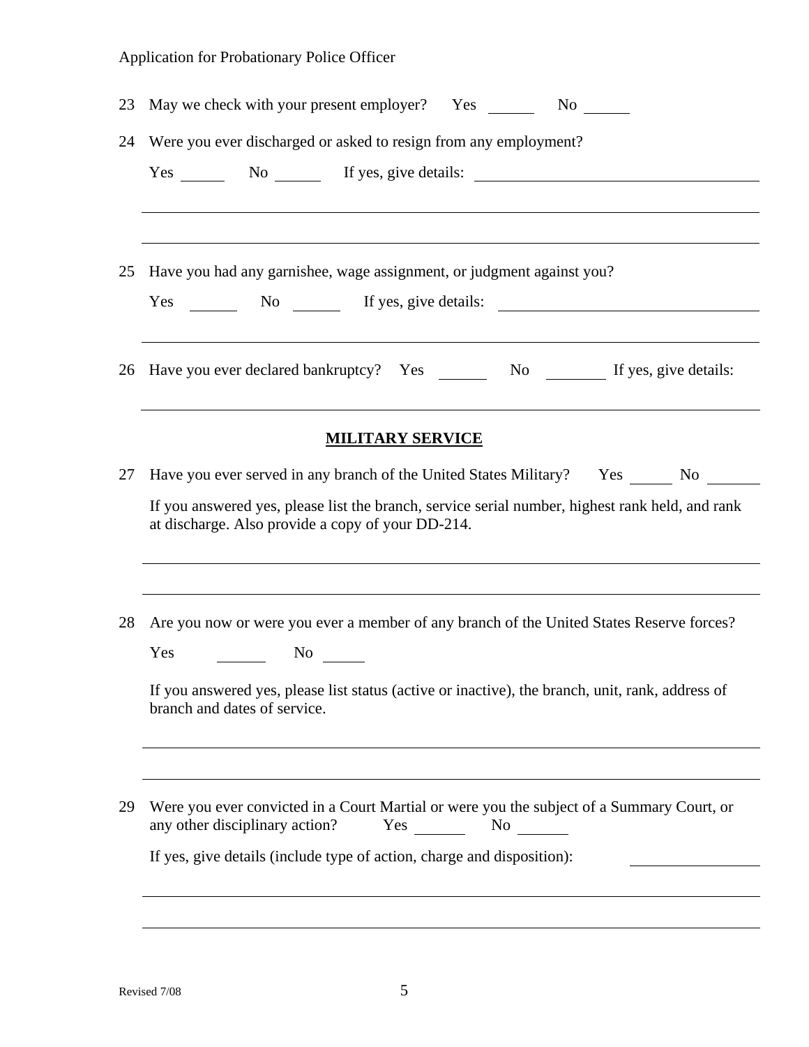23 May we check with your present employer? Yes ______ No ______

24 Were you ever discharged or asked to resign from any employment?

Yes ______ No ______ If yes, give details: ____________________________________

_______________________________________________________________________________

_______________________________________________________________________________

25 Have you had any garnishee, wage assignment, or judgment against you?

Yes ______ No ______ If yes, give details: ____________________________________

_______________________________________________________________________________

26 Have you ever declared bankruptcy? Yes ______ No ________ If yes, give details:

_______________________________________________________________________________

## MILITARY SERVICE

27 Have you ever served in any branch of the United States Military? Yes ______ No _______

If you answered yes, please list the branch, service serial number, highest rank held, and rank at discharge. Also provide a copy of your DD-214.

_______________________________________________________________________________

_______________________________________________________________________________

28 Are you now or were you ever a member of any branch of the United States Reserve forces?

Yes ______ No ______

If you answered yes, please list status (active or inactive), the branch, unit, rank, address of branch and dates of service.

_______________________________________________________________________________

_______________________________________________________________________________

29 Were you ever convicted in a Court Martial or were you the subject of a Summary Court, or any other disciplinary action? Yes ______ No ______

If yes, give details (include type of action, charge and disposition): ________________

_______________________________________________________________________________

_______________________________________________________________________________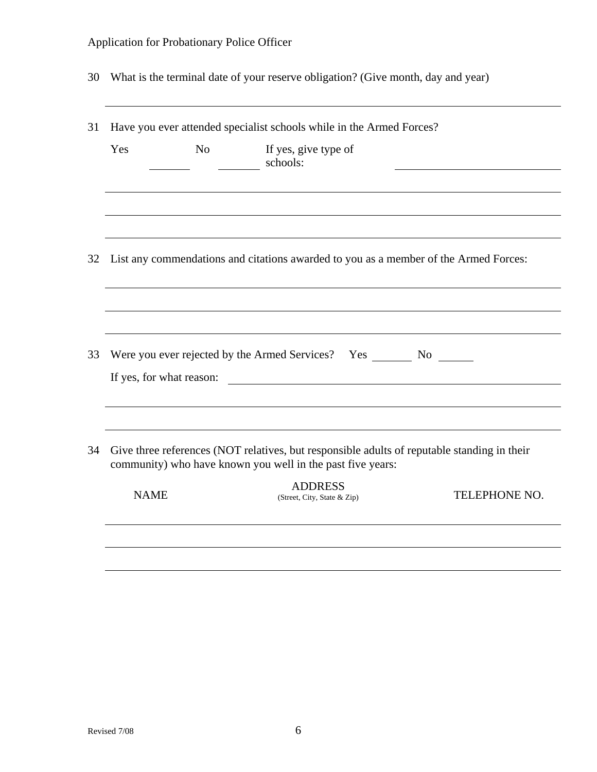30 What is the terminal date of your reserve obligation? (Give month, day and year)

\_\_\_\_\_\_\_\_\_\_\_\_\_\_\_\_\_\_\_\_\_\_\_\_\_\_\_\_\_\_\_\_\_\_\_\_\_\_\_\_\_\_\_\_\_\_\_\_\_\_\_\_\_\_\_\_\_\_\_\_\_\_\_\_\_\_\_\_

31 Have you ever attended specialist schools while in the Armed Forces?

Yes \_\_\_\_\_\_\_ No \_\_\_\_\_\_\_ If yes, give type of schools: \_\_\_\_\_\_\_\_\_\_\_\_\_\_\_\_\_\_\_\_\_\_\_\_\_\_

\_\_\_\_\_\_\_\_\_\_\_\_\_\_\_\_\_\_\_\_\_\_\_\_\_\_\_\_\_\_\_\_\_\_\_\_\_\_\_\_\_\_\_\_\_\_\_\_\_\_\_\_\_\_\_\_\_\_\_\_\_\_\_\_\_\_\_\_

\_\_\_\_\_\_\_\_\_\_\_\_\_\_\_\_\_\_\_\_\_\_\_\_\_\_\_\_\_\_\_\_\_\_\_\_\_\_\_\_\_\_\_\_\_\_\_\_\_\_\_\_\_\_\_\_\_\_\_\_\_\_\_\_\_\_\_\_

\_\_\_\_\_\_\_\_\_\_\_\_\_\_\_\_\_\_\_\_\_\_\_\_\_\_\_\_\_\_\_\_\_\_\_\_\_\_\_\_\_\_\_\_\_\_\_\_\_\_\_\_\_\_\_\_\_\_\_\_\_\_\_\_\_\_\_\_

32 List any commendations and citations awarded to you as a member of the Armed Forces:

\_\_\_\_\_\_\_\_\_\_\_\_\_\_\_\_\_\_\_\_\_\_\_\_\_\_\_\_\_\_\_\_\_\_\_\_\_\_\_\_\_\_\_\_\_\_\_\_\_\_\_\_\_\_\_\_\_\_\_\_\_\_\_\_\_\_\_\_

\_\_\_\_\_\_\_\_\_\_\_\_\_\_\_\_\_\_\_\_\_\_\_\_\_\_\_\_\_\_\_\_\_\_\_\_\_\_\_\_\_\_\_\_\_\_\_\_\_\_\_\_\_\_\_\_\_\_\_\_\_\_\_\_\_\_\_\_

\_\_\_\_\_\_\_\_\_\_\_\_\_\_\_\_\_\_\_\_\_\_\_\_\_\_\_\_\_\_\_\_\_\_\_\_\_\_\_\_\_\_\_\_\_\_\_\_\_\_\_\_\_\_\_\_\_\_\_\_\_\_\_\_\_\_\_\_

33 Were you ever rejected by the Armed Services? Yes \_\_\_\_\_\_\_ No \_\_\_\_\_\_

If yes, for what reason: \_\_\_\_\_\_\_\_\_\_\_\_\_\_\_\_\_\_\_\_\_\_\_\_\_\_\_\_\_\_\_\_\_\_\_\_\_\_\_\_\_\_\_\_\_\_\_\_\_

\_\_\_\_\_\_\_\_\_\_\_\_\_\_\_\_\_\_\_\_\_\_\_\_\_\_\_\_\_\_\_\_\_\_\_\_\_\_\_\_\_\_\_\_\_\_\_\_\_\_\_\_\_\_\_\_\_\_\_\_\_\_\_\_\_\_\_\_

\_\_\_\_\_\_\_\_\_\_\_\_\_\_\_\_\_\_\_\_\_\_\_\_\_\_\_\_\_\_\_\_\_\_\_\_\_\_\_\_\_\_\_\_\_\_\_\_\_\_\_\_\_\_\_\_\_\_\_\_\_\_\_\_\_\_\_\_

34 Give three references (NOT relatives, but responsible adults of reputable standing in their community) who have known you well in the past five years:

| NAME | ADDRESS (Street, City, State & Zip) | TELEPHONE NO. |
|---|---|---|
| | | |
| | | |
| | | |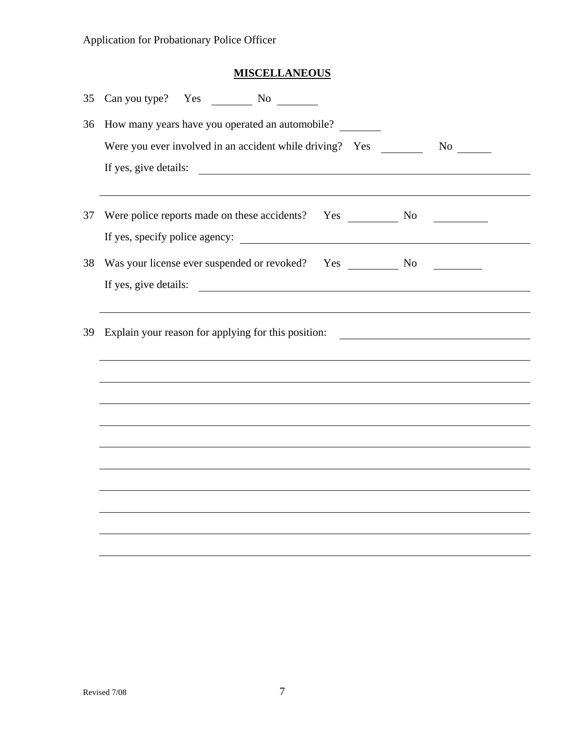## MISCELLANEOUS

35 Can you type? Yes ________ No ________

36 How many years have you operated an automobile? ________

Were you ever involved in an accident while driving? Yes ________ No ______

If yes, give details: ____________________________________________________________

______________________________________________________________________________

37 Were police reports made on these accidents? Yes __________ No __________

If yes, specify police agency: ___________________________________________________

38 Was your license ever suspended or revoked? Yes __________ No _________

If yes, give details: ____________________________________________________________

______________________________________________________________________________

39 Explain your reason for applying for this position: ______________________________

______________________________________________________________________________

______________________________________________________________________________

______________________________________________________________________________

______________________________________________________________________________

______________________________________________________________________________

______________________________________________________________________________

______________________________________________________________________________

______________________________________________________________________________

______________________________________________________________________________

______________________________________________________________________________

Revised 7/08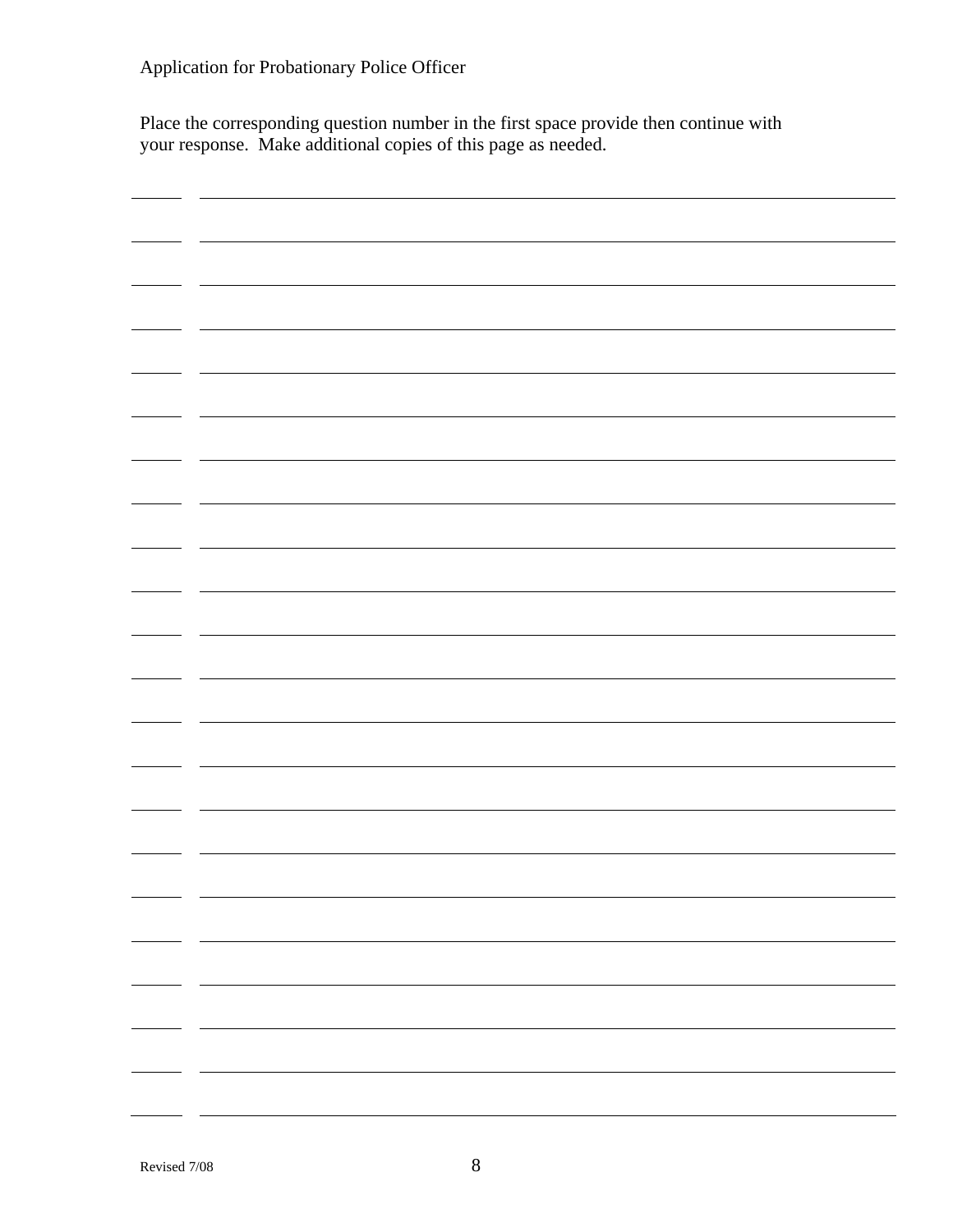Application for Probationary Police Officer

Place the corresponding question number in the first space provide then continue with your response. Make additional copies of this page as needed.

| | |
|---|---|
| ______ | ________________________________________________________________ |
| ______ | ________________________________________________________________ |
| ______ | ________________________________________________________________ |
| ______ | ________________________________________________________________ |
| ______ | ________________________________________________________________ |
| ______ | ________________________________________________________________ |
| ______ | ________________________________________________________________ |
| ______ | ________________________________________________________________ |
| ______ | ________________________________________________________________ |
| ______ | ________________________________________________________________ |
| ______ | ________________________________________________________________ |
| ______ | ________________________________________________________________ |
| ______ | ________________________________________________________________ |
| ______ | ________________________________________________________________ |
| ______ | ________________________________________________________________ |
| ______ | ________________________________________________________________ |
| ______ | ________________________________________________________________ |
| ______ | ________________________________________________________________ |
| ______ | ________________________________________________________________ |
| ______ | ________________________________________________________________ |
| ______ | ________________________________________________________________ |
| ______ | ________________________________________________________________ |

Revised 7/08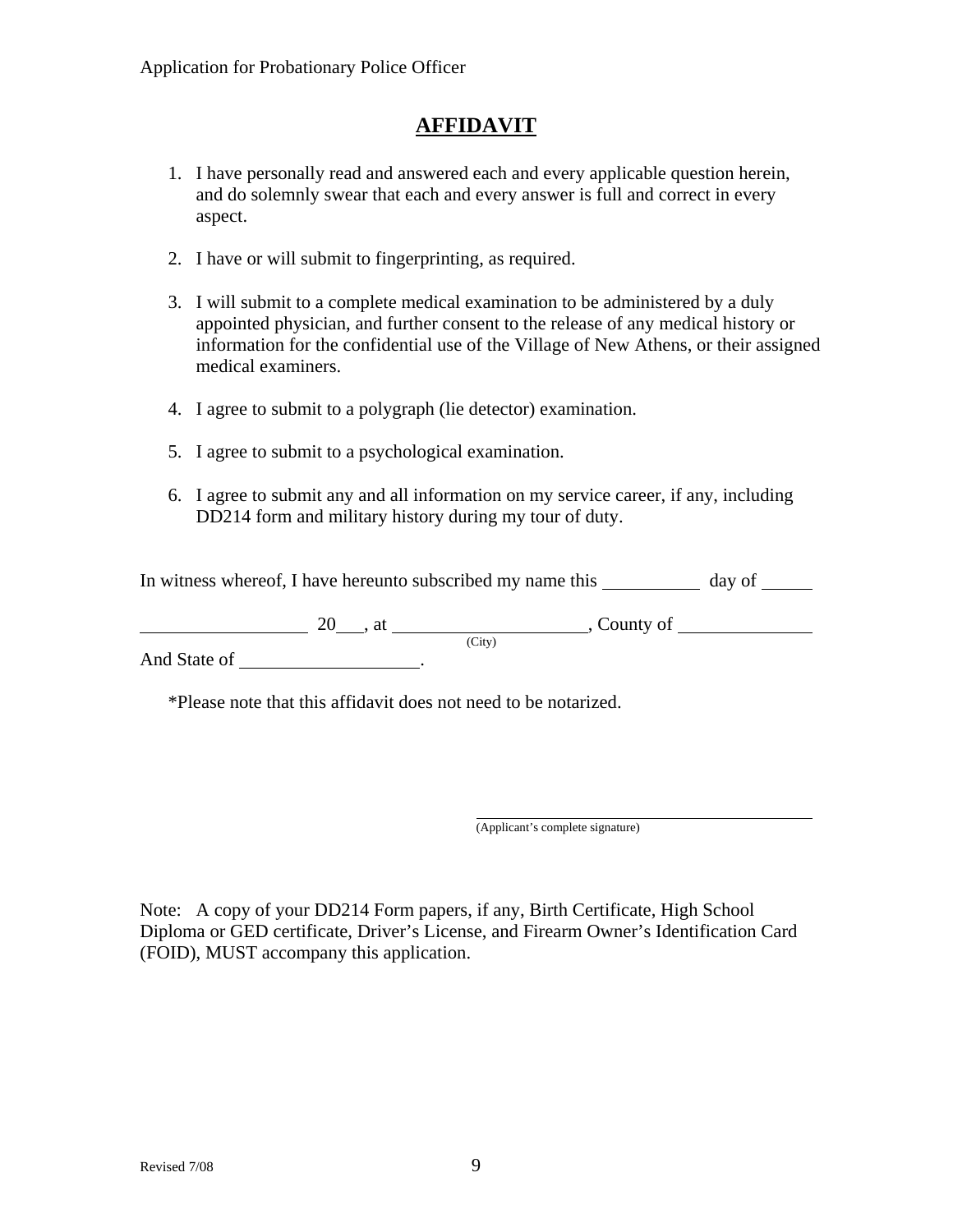## AFFIDAVIT

1. I have personally read and answered each and every applicable question herein, and do solemnly swear that each and every answer is full and correct in every aspect.

2. I have or will submit to fingerprinting, as required.

3. I will submit to a complete medical examination to be administered by a duly appointed physician, and further consent to the release of any medical history or information for the confidential use of the Village of New Athens, or their assigned medical examiners.

4. I agree to submit to a polygraph (lie detector) examination.

5. I agree to submit to a psychological examination.

6. I agree to submit any and all information on my service career, if any, including DD214 form and military history during my tour of duty.

In witness whereof, I have hereunto subscribed my name this __________ day of _____ __________________ 20___, at ____________________, County of ______________
(City)

And State of ___________________.

*Please note that this affidavit does not need to be notarized.

_________________________________________
(Applicant's complete signature)

Note: A copy of your DD214 Form papers, if any, Birth Certificate, High School Diploma or GED certificate, Driver's License, and Firearm Owner's Identification Card (FOID), MUST accompany this application.

Revised 7/08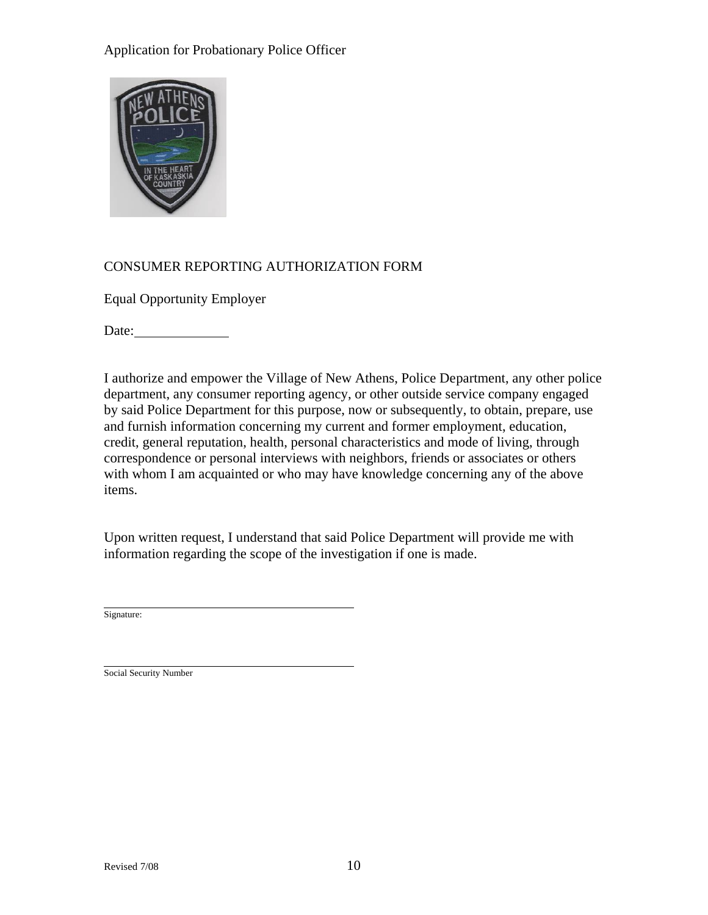Application for Probationary Police Officer

CONSUMER REPORTING AUTHORIZATION FORM

Equal Opportunity Employer

Date:\_\_\_\_\_\_\_\_\_\_\_\_\_\_

I authorize and empower the Village of New Athens, Police Department, any other police department, any consumer reporting agency, or other outside service company engaged by said Police Department for this purpose, now or subsequently, to obtain, prepare, use and furnish information concerning my current and former employment, education, credit, general reputation, health, personal characteristics and mode of living, through correspondence or personal interviews with neighbors, friends or associates or others with whom I am acquainted or who may have knowledge concerning any of the above items.

Upon written request, I understand that said Police Department will provide me with information regarding the scope of the investigation if one is made.

\_\_\_\_\_\_\_\_\_\_\_\_\_\_\_\_\_\_\_\_\_\_\_\_\_\_\_\_\_\_\_\_\_\_\_\_\_\_\_\_
Signature:

\_\_\_\_\_\_\_\_\_\_\_\_\_\_\_\_\_\_\_\_\_\_\_\_\_\_\_\_\_\_\_\_\_\_\_\_\_\_\_\_
Social Security Number

Revised 7/08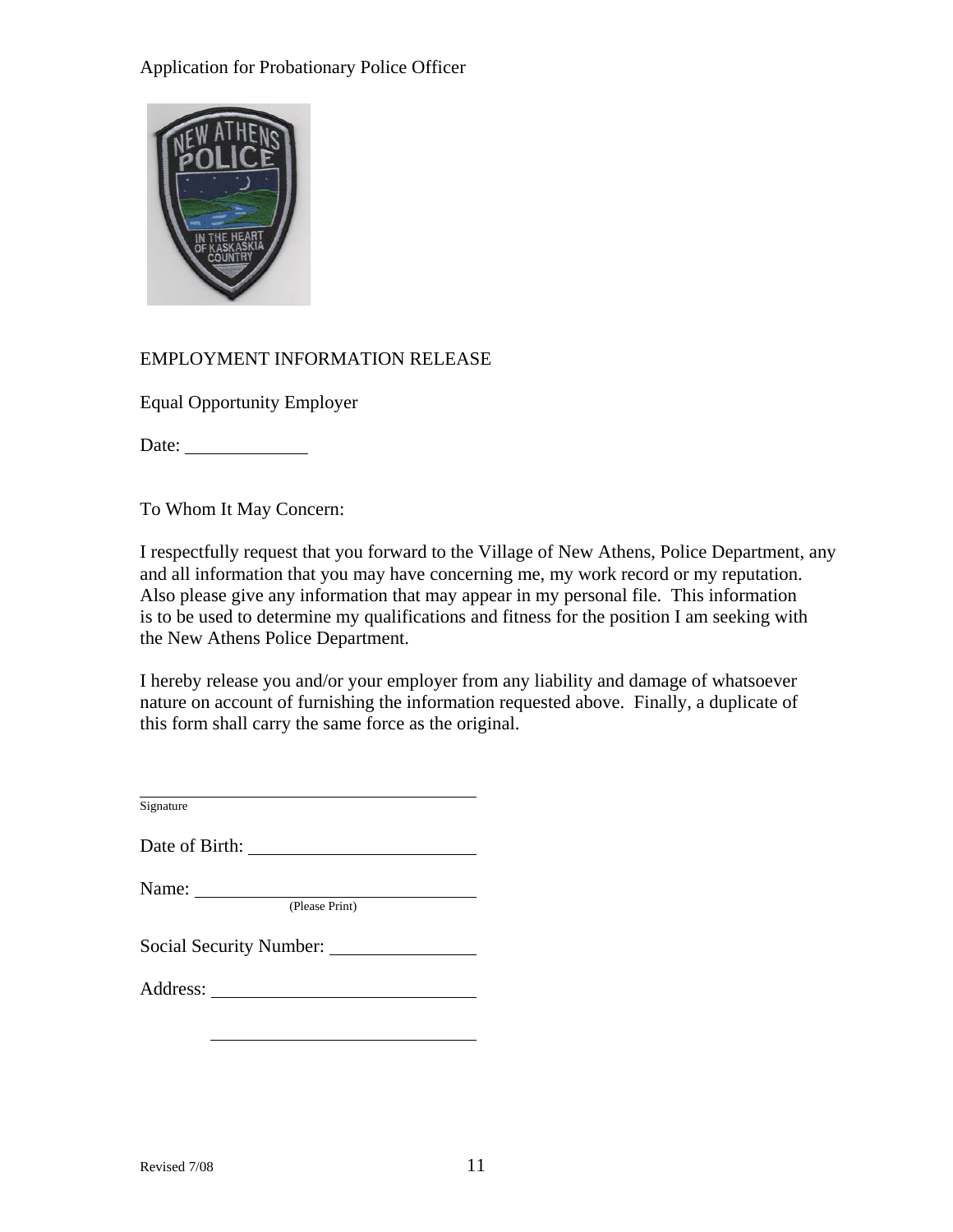Application for Probationary Police Officer

EMPLOYMENT INFORMATION RELEASE

Equal Opportunity Employer

Date: _____________

To Whom It May Concern:

I respectfully request that you forward to the Village of New Athens, Police Department, any and all information that you may have concerning me, my work record or my reputation. Also please give any information that may appear in my personal file. This information is to be used to determine my qualifications and fitness for the position I am seeking with the New Athens Police Department.

I hereby release you and/or your employer from any liability and damage of whatsoever nature on account of furnishing the information requested above. Finally, a duplicate of this form shall carry the same force as the original.

_____________________________________
Signature

Date of Birth: _________________________

Name: _________________________________
(Please Print)

Social Security Number: ________________

Address: ______________________________

______________________________

Revised 7/08